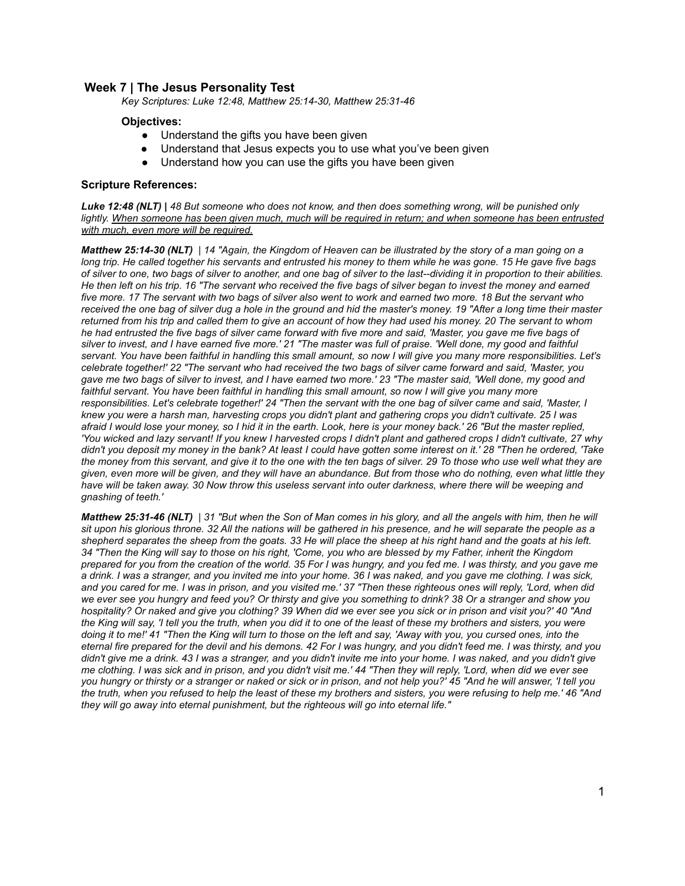## Week 7 | The Jesus Personality Test

*Key Scriptures: Luke 12:48, Matthew 25:14-30, Matthew 25:31-46*

### Objectives:

- Understand the gifts you have been given
- Understand that Jesus expects you to use what you've been given
- Understand how you can use the gifts you have been given

### Scripture References:

***Luke 12:48 (NLT)*** **|** *48 But someone who does not know, and then does something wrong, will be punished only lightly. <u>When someone has been given much, much will be required in return; and when someone has been entrusted with much, even more will be required.</u>*

***Matthew 25:14-30 (NLT)*** *| 14 "Again, the Kingdom of Heaven can be illustrated by the story of a man going on a long trip. He called together his servants and entrusted his money to them while he was gone. 15 He gave five bags of silver to one, two bags of silver to another, and one bag of silver to the last--dividing it in proportion to their abilities. He then left on his trip. 16 "The servant who received the five bags of silver began to invest the money and earned five more. 17 The servant with two bags of silver also went to work and earned two more. 18 But the servant who received the one bag of silver dug a hole in the ground and hid the master's money. 19 "After a long time their master returned from his trip and called them to give an account of how they had used his money. 20 The servant to whom he had entrusted the five bags of silver came forward with five more and said, 'Master, you gave me five bags of silver to invest, and I have earned five more.' 21 "The master was full of praise. 'Well done, my good and faithful servant. You have been faithful in handling this small amount, so now I will give you many more responsibilities. Let's celebrate together!' 22 "The servant who had received the two bags of silver came forward and said, 'Master, you gave me two bags of silver to invest, and I have earned two more.' 23 "The master said, 'Well done, my good and faithful servant. You have been faithful in handling this small amount, so now I will give you many more responsibilities. Let's celebrate together!' 24 "Then the servant with the one bag of silver came and said, 'Master, I knew you were a harsh man, harvesting crops you didn't plant and gathering crops you didn't cultivate. 25 I was afraid I would lose your money, so I hid it in the earth. Look, here is your money back.' 26 "But the master replied, 'You wicked and lazy servant! If you knew I harvested crops I didn't plant and gathered crops I didn't cultivate, 27 why didn't you deposit my money in the bank? At least I could have gotten some interest on it.' 28 "Then he ordered, 'Take the money from this servant, and give it to the one with the ten bags of silver. 29 To those who use well what they are given, even more will be given, and they will have an abundance. But from those who do nothing, even what little they have will be taken away. 30 Now throw this useless servant into outer darkness, where there will be weeping and gnashing of teeth.'*

***Matthew 25:31-46 (NLT)*** *| 31 "But when the Son of Man comes in his glory, and all the angels with him, then he will sit upon his glorious throne. 32 All the nations will be gathered in his presence, and he will separate the people as a shepherd separates the sheep from the goats. 33 He will place the sheep at his right hand and the goats at his left. 34 "Then the King will say to those on his right, 'Come, you who are blessed by my Father, inherit the Kingdom prepared for you from the creation of the world. 35 For I was hungry, and you fed me. I was thirsty, and you gave me a drink. I was a stranger, and you invited me into your home. 36 I was naked, and you gave me clothing. I was sick, and you cared for me. I was in prison, and you visited me.' 37 "Then these righteous ones will reply, 'Lord, when did we ever see you hungry and feed you? Or thirsty and give you something to drink? 38 Or a stranger and show you hospitality? Or naked and give you clothing? 39 When did we ever see you sick or in prison and visit you?' 40 "And the King will say, 'I tell you the truth, when you did it to one of the least of these my brothers and sisters, you were doing it to me!' 41 "Then the King will turn to those on the left and say, 'Away with you, you cursed ones, into the eternal fire prepared for the devil and his demons. 42 For I was hungry, and you didn't feed me. I was thirsty, and you didn't give me a drink. 43 I was a stranger, and you didn't invite me into your home. I was naked, and you didn't give me clothing. I was sick and in prison, and you didn't visit me.' 44 "Then they will reply, 'Lord, when did we ever see you hungry or thirsty or a stranger or naked or sick or in prison, and not help you?' 45 "And he will answer, 'I tell you the truth, when you refused to help the least of these my brothers and sisters, you were refusing to help me.' 46 "And they will go away into eternal punishment, but the righteous will go into eternal life."*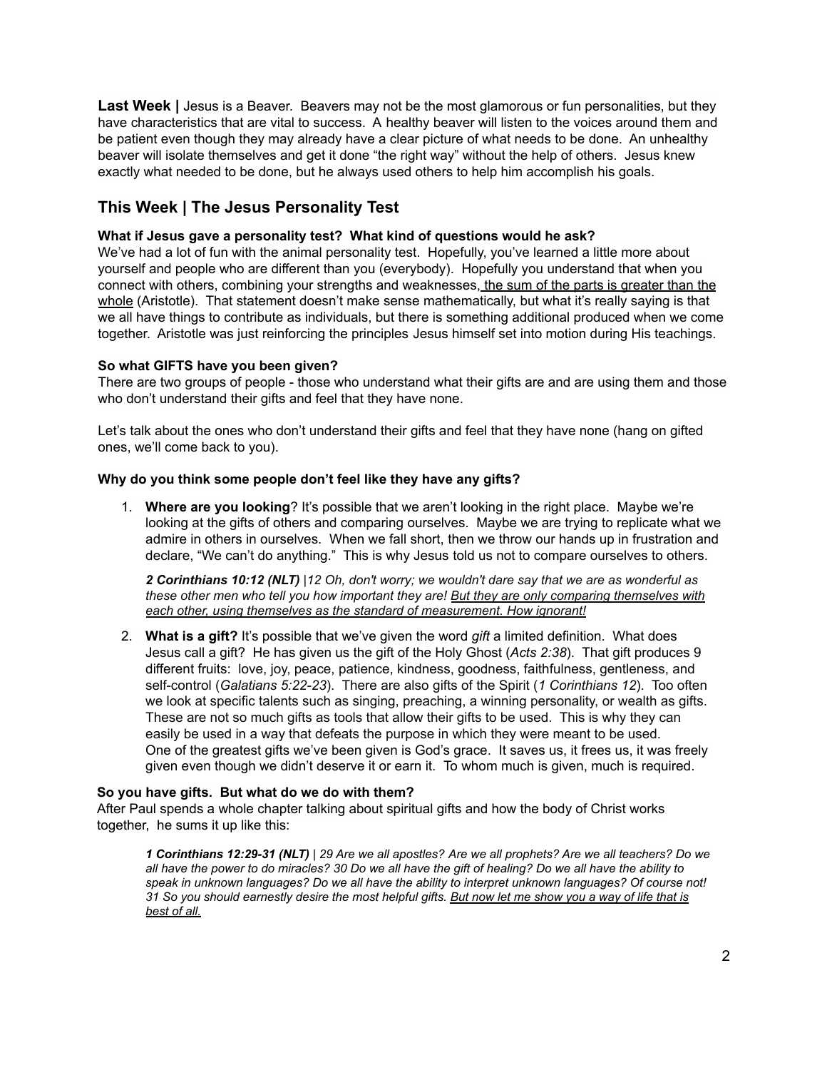**Last Week |** Jesus is a Beaver. Beavers may not be the most glamorous or fun personalities, but they have characteristics that are vital to success. A healthy beaver will listen to the voices around them and be patient even though they may already have a clear picture of what needs to be done. An unhealthy beaver will isolate themselves and get it done "the right way" without the help of others. Jesus knew exactly what needed to be done, but he always used others to help him accomplish his goals.

## This Week | The Jesus Personality Test

**What if Jesus gave a personality test? What kind of questions would he ask?**
We've had a lot of fun with the animal personality test. Hopefully, you've learned a little more about yourself and people who are different than you (everybody). Hopefully you understand that when you connect with others, combining your strengths and weaknesses, <u>the sum of the parts is greater than the whole</u> (Aristotle). That statement doesn't make sense mathematically, but what it's really saying is that we all have things to contribute as individuals, but there is something additional produced when we come together. Aristotle was just reinforcing the principles Jesus himself set into motion during His teachings.

**So what GIFTS have you been given?**
There are two groups of people - those who understand what their gifts are and are using them and those who don't understand their gifts and feel that they have none.

Let's talk about the ones who don't understand their gifts and feel that they have none (hang on gifted ones, we'll come back to you).

**Why do you think some people don't feel like they have any gifts?**

1. **Where are you looking**? It's possible that we aren't looking in the right place. Maybe we're looking at the gifts of others and comparing ourselves. Maybe we are trying to replicate what we admire in others in ourselves. When we fall short, then we throw our hands up in frustration and declare, "We can't do anything." This is why Jesus told us not to compare ourselves to others.

   ***2 Corinthians 10:12 (NLT)*** *|12 Oh, don't worry; we wouldn't dare say that we are as wonderful as these other men who tell you how important they are! <u>But they are only comparing themselves with each other, using themselves as the standard of measurement. How ignorant!</u>*

2. **What is a gift?** It's possible that we've given the word *gift* a limited definition. What does Jesus call a gift? He has given us the gift of the Holy Ghost (*Acts 2:38*). That gift produces 9 different fruits: love, joy, peace, patience, kindness, goodness, faithfulness, gentleness, and self-control (*Galatians 5:22-23*). There are also gifts of the Spirit (*1 Corinthians 12*). Too often we look at specific talents such as singing, preaching, a winning personality, or wealth as gifts. These are not so much gifts as tools that allow their gifts to be used. This is why they can easily be used in a way that defeats the purpose in which they were meant to be used.
   One of the greatest gifts we've been given is God's grace. It saves us, it frees us, it was freely given even though we didn't deserve it or earn it. To whom much is given, much is required.

**So you have gifts. But what do we do with them?**
After Paul spends a whole chapter talking about spiritual gifts and how the body of Christ works together, he sums it up like this:

> ***1 Corinthians 12:29-31 (NLT)*** *| 29 Are we all apostles? Are we all prophets? Are we all teachers? Do we all have the power to do miracles? 30 Do we all have the gift of healing? Do we all have the ability to speak in unknown languages? Do we all have the ability to interpret unknown languages? Of course not! 31 So you should earnestly desire the most helpful gifts. <u>But now let me show you a way of life that is best of all.</u>*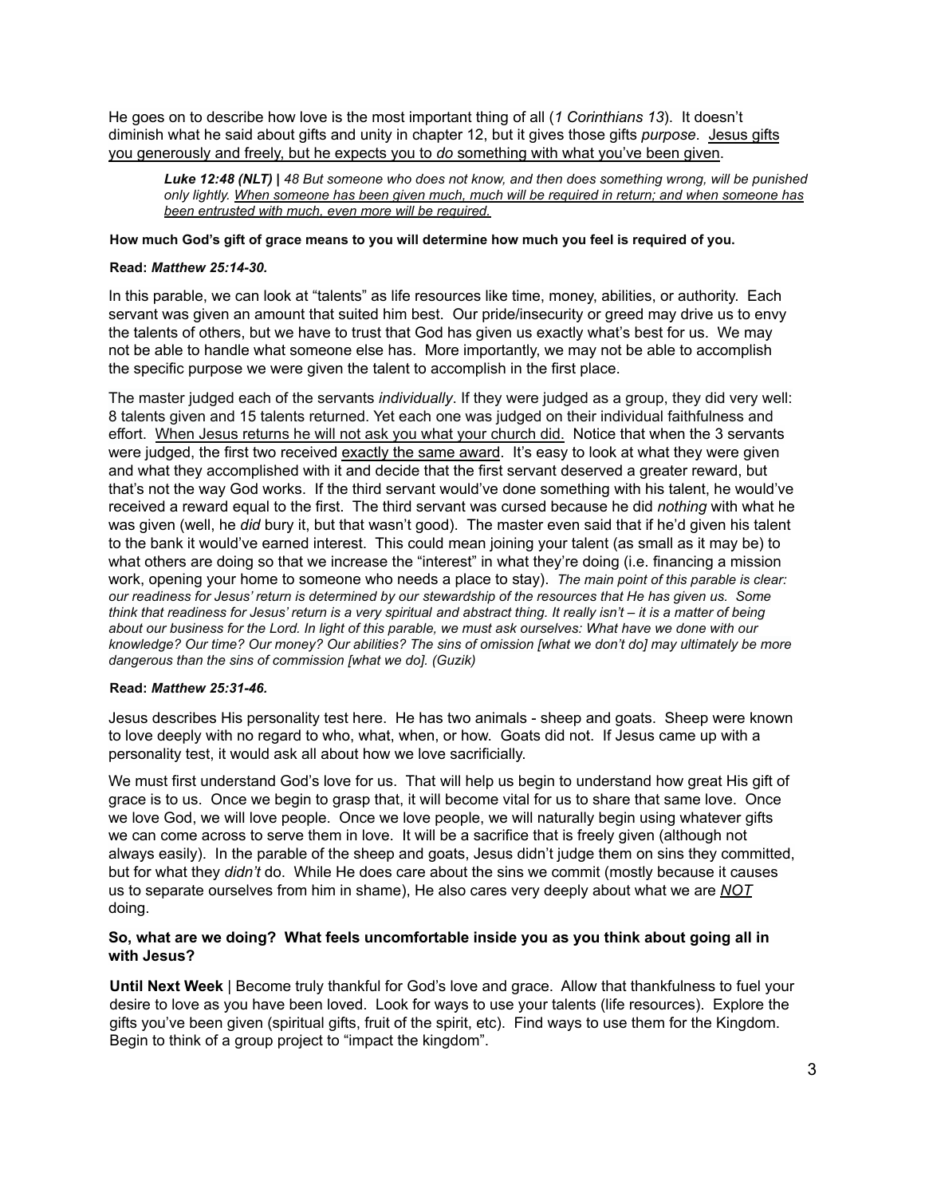He goes on to describe how love is the most important thing of all (*1 Corinthians 13*). It doesn't diminish what he said about gifts and unity in chapter 12, but it gives those gifts *purpose*. <u>Jesus gifts you generously and freely, but he expects you to *do* something with what you've been given</u>.

> ***Luke 12:48 (NLT) |*** *48 But someone who does not know, and then does something wrong, will be punished only lightly. <u>When someone has been given much, much will be required in return; and when someone has been entrusted with much, even more will be required.</u>*

**How much God's gift of grace means to you will determine how much you feel is required of you.**

**Read:** ***Matthew 25:14-30.***

In this parable, we can look at "talents" as life resources like time, money, abilities, or authority. Each servant was given an amount that suited him best. Our pride/insecurity or greed may drive us to envy the talents of others, but we have to trust that God has given us exactly what's best for us. We may not be able to handle what someone else has. More importantly, we may not be able to accomplish the specific purpose we were given the talent to accomplish in the first place.

The master judged each of the servants *individually*. If they were judged as a group, they did very well: 8 talents given and 15 talents returned. Yet each one was judged on their individual faithfulness and effort. <u>When Jesus returns he will not ask you what your church did.</u> Notice that when the 3 servants were judged, the first two received <u>exactly the same award</u>. It's easy to look at what they were given and what they accomplished with it and decide that the first servant deserved a greater reward, but that's not the way God works. If the third servant would've done something with his talent, he would've received a reward equal to the first. The third servant was cursed because he did *nothing* with what he was given (well, he *did* bury it, but that wasn't good). The master even said that if he'd given his talent to the bank it would've earned interest. This could mean joining your talent (as small as it may be) to what others are doing so that we increase the "interest" in what they're doing (i.e. financing a mission work, opening your home to someone who needs a place to stay). *The main point of this parable is clear: our readiness for Jesus' return is determined by our stewardship of the resources that He has given us. Some think that readiness for Jesus' return is a very spiritual and abstract thing. It really isn't – it is a matter of being about our business for the Lord. In light of this parable, we must ask ourselves: What have we done with our knowledge? Our time? Our money? Our abilities? The sins of omission [what we don't do] may ultimately be more dangerous than the sins of commission [what we do]. (Guzik)*

**Read:** ***Matthew 25:31-46.***

Jesus describes His personality test here. He has two animals - sheep and goats. Sheep were known to love deeply with no regard to who, what, when, or how. Goats did not. If Jesus came up with a personality test, it would ask all about how we love sacrificially.

We must first understand God's love for us. That will help us begin to understand how great His gift of grace is to us. Once we begin to grasp that, it will become vital for us to share that same love. Once we love God, we will love people. Once we love people, we will naturally begin using whatever gifts we can come across to serve them in love. It will be a sacrifice that is freely given (although not always easily). In the parable of the sheep and goats, Jesus didn't judge them on sins they committed, but for what they *didn't* do. While He does care about the sins we commit (mostly because it causes us to separate ourselves from him in shame), He also cares very deeply about what we are ***<u>NOT</u>*** doing.

**So, what are we doing? What feels uncomfortable inside you as you think about going all in with Jesus?**

**Until Next Week** | Become truly thankful for God's love and grace. Allow that thankfulness to fuel your desire to love as you have been loved. Look for ways to use your talents (life resources). Explore the gifts you've been given (spiritual gifts, fruit of the spirit, etc). Find ways to use them for the Kingdom. Begin to think of a group project to "impact the kingdom".